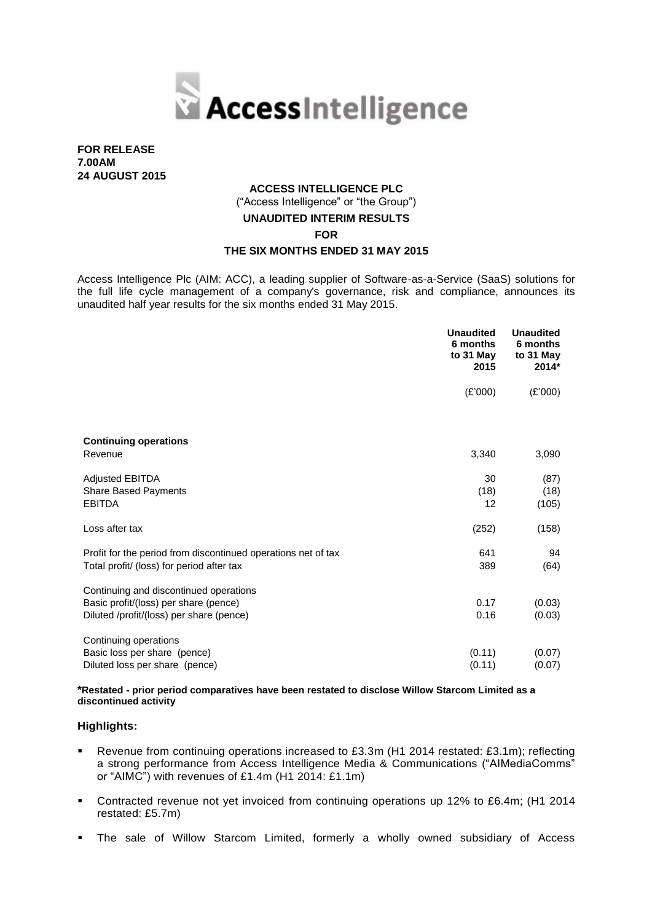**FOR RELEASE**
**7.00AM**
**24 AUGUST 2015**

**ACCESS INTELLIGENCE PLC**
("Access Intelligence" or "the Group")

**UNAUDITED INTERIM RESULTS**
**FOR**
**THE SIX MONTHS ENDED 31 MAY 2015**

Access Intelligence Plc (AIM: ACC), a leading supplier of Software-as-a-Service (SaaS) solutions for the full life cycle management of a company's governance, risk and compliance, announces its unaudited half year results for the six months ended 31 May 2015.

| | **Unaudited 6 months to 31 May 2015** | **Unaudited 6 months to 31 May 2014*** |
|---|---|---|
| | (£'000) | (£'000) |
| **Continuing operations** | | |
| Revenue | 3,340 | 3,090 |
| Adjusted EBITDA | 30 | (87) |
| Share Based Payments | (18) | (18) |
| EBITDA | 12 | (105) |
| Loss after tax | (252) | (158) |
| Profit for the period from discontinued operations net of tax | 641 | 94 |
| Total profit/ (loss) for period after tax | 389 | (64) |
| Continuing and discontinued operations | | |
| Basic profit/(loss) per share (pence) | 0.17 | (0.03) |
| Diluted /profit/(loss) per share (pence) | 0.16 | (0.03) |
| Continuing operations | | |
| Basic loss per share (pence) | (0.11) | (0.07) |
| Diluted loss per share (pence) | (0.11) | (0.07) |

***Restated - prior period comparatives have been restated to disclose Willow Starcom Limited as a discontinued activity**

### Highlights:

- Revenue from continuing operations increased to £3.3m (H1 2014 restated: £3.1m); reflecting a strong performance from Access Intelligence Media & Communications ("AIMediaComms" or "AIMC") with revenues of £1.4m (H1 2014: £1.1m)
- Contracted revenue not yet invoiced from continuing operations up 12% to £6.4m; (H1 2014 restated: £5.7m)
- The sale of Willow Starcom Limited, formerly a wholly owned subsidiary of Access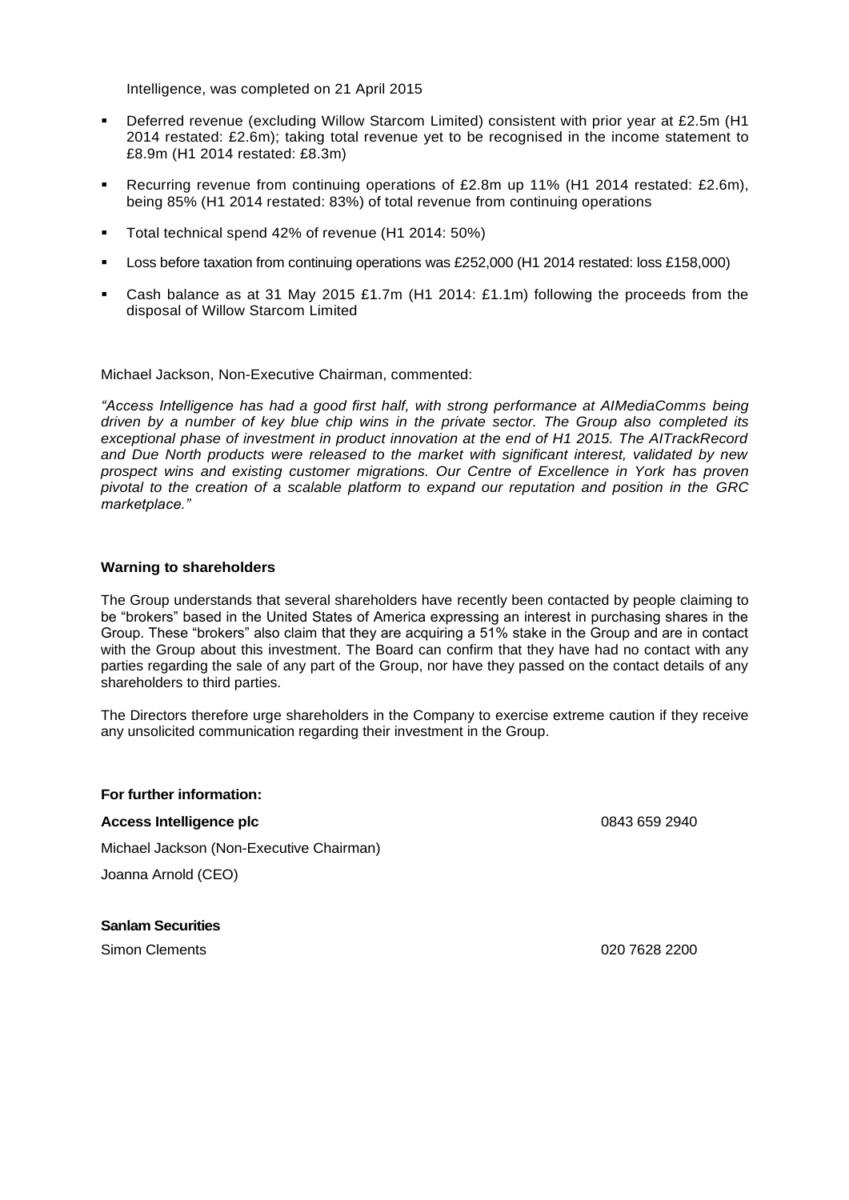Intelligence, was completed on 21 April 2015

- Deferred revenue (excluding Willow Starcom Limited) consistent with prior year at £2.5m (H1 2014 restated: £2.6m); taking total revenue yet to be recognised in the income statement to £8.9m (H1 2014 restated: £8.3m)
- Recurring revenue from continuing operations of £2.8m up 11% (H1 2014 restated: £2.6m), being 85% (H1 2014 restated: 83%) of total revenue from continuing operations
- Total technical spend 42% of revenue (H1 2014: 50%)
- Loss before taxation from continuing operations was £252,000 (H1 2014 restated: loss £158,000)
- Cash balance as at 31 May 2015 £1.7m (H1 2014: £1.1m) following the proceeds from the disposal of Willow Starcom Limited

Michael Jackson, Non-Executive Chairman, commented:

*"Access Intelligence has had a good first half, with strong performance at AIMediaComms being driven by a number of key blue chip wins in the private sector. The Group also completed its exceptional phase of investment in product innovation at the end of H1 2015. The AITrackRecord and Due North products were released to the market with significant interest, validated by new prospect wins and existing customer migrations. Our Centre of Excellence in York has proven pivotal to the creation of a scalable platform to expand our reputation and position in the GRC marketplace."*

**Warning to shareholders**

The Group understands that several shareholders have recently been contacted by people claiming to be "brokers" based in the United States of America expressing an interest in purchasing shares in the Group. These "brokers" also claim that they are acquiring a 51% stake in the Group and are in contact with the Group about this investment. The Board can confirm that they have had no contact with any parties regarding the sale of any part of the Group, nor have they passed on the contact details of any shareholders to third parties.

The Directors therefore urge shareholders in the Company to exercise extreme caution if they receive any unsolicited communication regarding their investment in the Group.

**For further information:**

**Access Intelligence plc** 0843 659 2940

Michael Jackson (Non-Executive Chairman)

Joanna Arnold (CEO)

**Sanlam Securities**

Simon Clements 020 7628 2200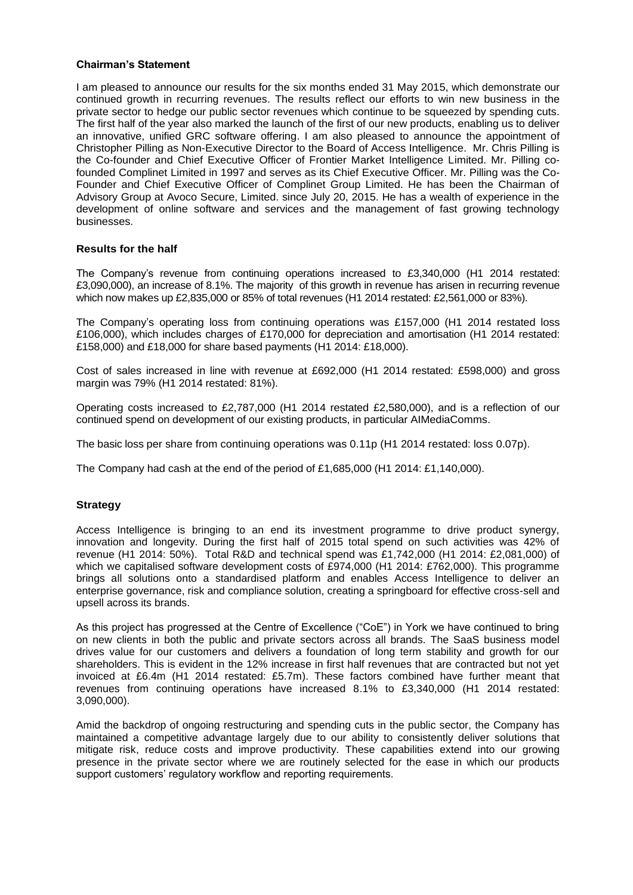## Chairman's Statement

I am pleased to announce our results for the six months ended 31 May 2015, which demonstrate our continued growth in recurring revenues. The results reflect our efforts to win new business in the private sector to hedge our public sector revenues which continue to be squeezed by spending cuts. The first half of the year also marked the launch of the first of our new products, enabling us to deliver an innovative, unified GRC software offering. I am also pleased to announce the appointment of Christopher Pilling as Non-Executive Director to the Board of Access Intelligence. Mr. Chris Pilling is the Co-founder and Chief Executive Officer of Frontier Market Intelligence Limited. Mr. Pilling co-founded Complinet Limited in 1997 and serves as its Chief Executive Officer. Mr. Pilling was the Co-Founder and Chief Executive Officer of Complinet Group Limited. He has been the Chairman of Advisory Group at Avoco Secure, Limited. since July 20, 2015. He has a wealth of experience in the development of online software and services and the management of fast growing technology businesses.

### Results for the half

The Company's revenue from continuing operations increased to £3,340,000 (H1 2014 restated: £3,090,000), an increase of 8.1%. The majority of this growth in revenue has arisen in recurring revenue which now makes up £2,835,000 or 85% of total revenues (H1 2014 restated: £2,561,000 or 83%).

The Company's operating loss from continuing operations was £157,000 (H1 2014 restated loss £106,000), which includes charges of £170,000 for depreciation and amortisation (H1 2014 restated: £158,000) and £18,000 for share based payments (H1 2014: £18,000).

Cost of sales increased in line with revenue at £692,000 (H1 2014 restated: £598,000) and gross margin was 79% (H1 2014 restated: 81%).

Operating costs increased to £2,787,000 (H1 2014 restated £2,580,000), and is a reflection of our continued spend on development of our existing products, in particular AIMediaComms.

The basic loss per share from continuing operations was 0.11p (H1 2014 restated: loss 0.07p).

The Company had cash at the end of the period of £1,685,000 (H1 2014: £1,140,000).

### Strategy

Access Intelligence is bringing to an end its investment programme to drive product synergy, innovation and longevity. During the first half of 2015 total spend on such activities was 42% of revenue (H1 2014: 50%). Total R&D and technical spend was £1,742,000 (H1 2014: £2,081,000) of which we capitalised software development costs of £974,000 (H1 2014: £762,000). This programme brings all solutions onto a standardised platform and enables Access Intelligence to deliver an enterprise governance, risk and compliance solution, creating a springboard for effective cross-sell and upsell across its brands.

As this project has progressed at the Centre of Excellence ("CoE") in York we have continued to bring on new clients in both the public and private sectors across all brands. The SaaS business model drives value for our customers and delivers a foundation of long term stability and growth for our shareholders. This is evident in the 12% increase in first half revenues that are contracted but not yet invoiced at £6.4m (H1 2014 restated: £5.7m). These factors combined have further meant that revenues from continuing operations have increased 8.1% to £3,340,000 (H1 2014 restated: 3,090,000).

Amid the backdrop of ongoing restructuring and spending cuts in the public sector, the Company has maintained a competitive advantage largely due to our ability to consistently deliver solutions that mitigate risk, reduce costs and improve productivity. These capabilities extend into our growing presence in the private sector where we are routinely selected for the ease in which our products support customers' regulatory workflow and reporting requirements.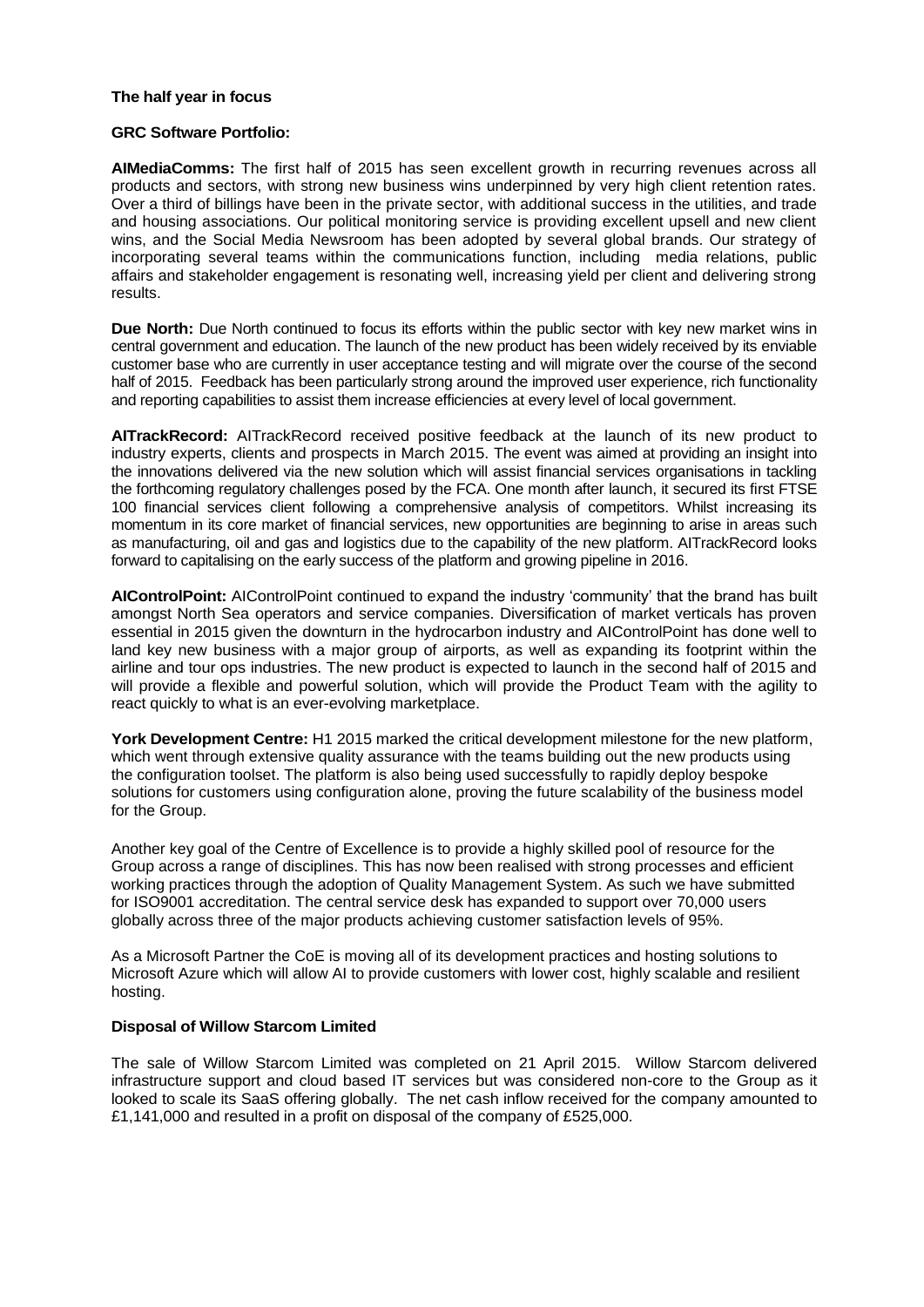**The half year in focus**

**GRC Software Portfolio:**

**AIMediaComms:** The first half of 2015 has seen excellent growth in recurring revenues across all products and sectors, with strong new business wins underpinned by very high client retention rates. Over a third of billings have been in the private sector, with additional success in the utilities, and trade and housing associations. Our political monitoring service is providing excellent upsell and new client wins, and the Social Media Newsroom has been adopted by several global brands. Our strategy of incorporating several teams within the communications function, including media relations, public affairs and stakeholder engagement is resonating well, increasing yield per client and delivering strong results.

**Due North:** Due North continued to focus its efforts within the public sector with key new market wins in central government and education. The launch of the new product has been widely received by its enviable customer base who are currently in user acceptance testing and will migrate over the course of the second half of 2015. Feedback has been particularly strong around the improved user experience, rich functionality and reporting capabilities to assist them increase efficiencies at every level of local government.

**AITrackRecord:** AITrackRecord received positive feedback at the launch of its new product to industry experts, clients and prospects in March 2015. The event was aimed at providing an insight into the innovations delivered via the new solution which will assist financial services organisations in tackling the forthcoming regulatory challenges posed by the FCA. One month after launch, it secured its first FTSE 100 financial services client following a comprehensive analysis of competitors. Whilst increasing its momentum in its core market of financial services, new opportunities are beginning to arise in areas such as manufacturing, oil and gas and logistics due to the capability of the new platform. AITrackRecord looks forward to capitalising on the early success of the platform and growing pipeline in 2016.

**AIControlPoint:** AIControlPoint continued to expand the industry 'community' that the brand has built amongst North Sea operators and service companies. Diversification of market verticals has proven essential in 2015 given the downturn in the hydrocarbon industry and AIControlPoint has done well to land key new business with a major group of airports, as well as expanding its footprint within the airline and tour ops industries. The new product is expected to launch in the second half of 2015 and will provide a flexible and powerful solution, which will provide the Product Team with the agility to react quickly to what is an ever-evolving marketplace.

**York Development Centre:** H1 2015 marked the critical development milestone for the new platform, which went through extensive quality assurance with the teams building out the new products using the configuration toolset. The platform is also being used successfully to rapidly deploy bespoke solutions for customers using configuration alone, proving the future scalability of the business model for the Group.

Another key goal of the Centre of Excellence is to provide a highly skilled pool of resource for the Group across a range of disciplines. This has now been realised with strong processes and efficient working practices through the adoption of Quality Management System. As such we have submitted for ISO9001 accreditation. The central service desk has expanded to support over 70,000 users globally across three of the major products achieving customer satisfaction levels of 95%.

As a Microsoft Partner the CoE is moving all of its development practices and hosting solutions to Microsoft Azure which will allow AI to provide customers with lower cost, highly scalable and resilient hosting.

**Disposal of Willow Starcom Limited**

The sale of Willow Starcom Limited was completed on 21 April 2015. Willow Starcom delivered infrastructure support and cloud based IT services but was considered non-core to the Group as it looked to scale its SaaS offering globally. The net cash inflow received for the company amounted to £1,141,000 and resulted in a profit on disposal of the company of £525,000.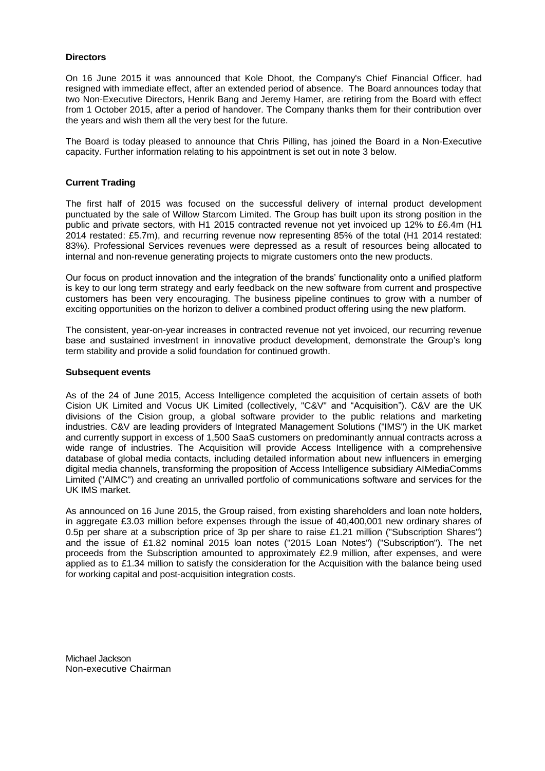**Directors**

On 16 June 2015 it was announced that Kole Dhoot, the Company's Chief Financial Officer, had resigned with immediate effect, after an extended period of absence. The Board announces today that two Non-Executive Directors, Henrik Bang and Jeremy Hamer, are retiring from the Board with effect from 1 October 2015, after a period of handover. The Company thanks them for their contribution over the years and wish them all the very best for the future.

The Board is today pleased to announce that Chris Pilling, has joined the Board in a Non-Executive capacity. Further information relating to his appointment is set out in note 3 below.

**Current Trading**

The first half of 2015 was focused on the successful delivery of internal product development punctuated by the sale of Willow Starcom Limited. The Group has built upon its strong position in the public and private sectors, with H1 2015 contracted revenue not yet invoiced up 12% to £6.4m (H1 2014 restated: £5.7m), and recurring revenue now representing 85% of the total (H1 2014 restated: 83%). Professional Services revenues were depressed as a result of resources being allocated to internal and non-revenue generating projects to migrate customers onto the new products.

Our focus on product innovation and the integration of the brands' functionality onto a unified platform is key to our long term strategy and early feedback on the new software from current and prospective customers has been very encouraging. The business pipeline continues to grow with a number of exciting opportunities on the horizon to deliver a combined product offering using the new platform.

The consistent, year-on-year increases in contracted revenue not yet invoiced, our recurring revenue base and sustained investment in innovative product development, demonstrate the Group's long term stability and provide a solid foundation for continued growth.

**Subsequent events**

As of the 24 of June 2015, Access Intelligence completed the acquisition of certain assets of both Cision UK Limited and Vocus UK Limited (collectively, "C&V" and "Acquisition"). C&V are the UK divisions of the Cision group, a global software provider to the public relations and marketing industries. C&V are leading providers of Integrated Management Solutions ("IMS") in the UK market and currently support in excess of 1,500 SaaS customers on predominantly annual contracts across a wide range of industries. The Acquisition will provide Access Intelligence with a comprehensive database of global media contacts, including detailed information about new influencers in emerging digital media channels, transforming the proposition of Access Intelligence subsidiary AIMediaComms Limited ("AIMC") and creating an unrivalled portfolio of communications software and services for the UK IMS market.

As announced on 16 June 2015, the Group raised, from existing shareholders and loan note holders, in aggregate £3.03 million before expenses through the issue of 40,400,001 new ordinary shares of 0.5p per share at a subscription price of 3p per share to raise £1.21 million ("Subscription Shares") and the issue of £1.82 nominal 2015 loan notes ("2015 Loan Notes") ("Subscription"). The net proceeds from the Subscription amounted to approximately £2.9 million, after expenses, and were applied as to £1.34 million to satisfy the consideration for the Acquisition with the balance being used for working capital and post-acquisition integration costs.

Michael Jackson
Non-executive Chairman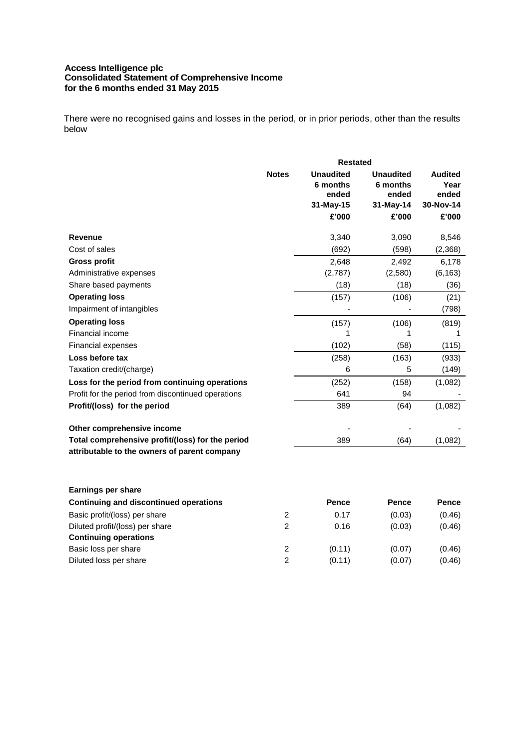**Access Intelligence plc**
**Consolidated Statement of Comprehensive Income**
**for the 6 months ended 31 May 2015**

There were no recognised gains and losses in the period, or in prior periods, other than the results below

| | Notes | Unaudited 6 months ended 31-May-15 £'000 | Restated Unaudited 6 months ended 31-May-14 £'000 | Audited Year ended 30-Nov-14 £'000 |
|---|---|---|---|---|
| **Revenue** | | 3,340 | 3,090 | 8,546 |
| Cost of sales | | (692) | (598) | (2,368) |
| **Gross profit** | | 2,648 | 2,492 | 6,178 |
| Administrative expenses | | (2,787) | (2,580) | (6,163) |
| Share based payments | | (18) | (18) | (36) |
| **Operating loss** | | (157) | (106) | (21) |
| Impairment of intangibles | | - | - | (798) |
| **Operating loss** | | (157) | (106) | (819) |
| Financial income | | 1 | 1 | 1 |
| Financial expenses | | (102) | (58) | (115) |
| **Loss before tax** | | (258) | (163) | (933) |
| Taxation credit/(charge) | | 6 | 5 | (149) |
| **Loss for the period from continuing operations** | | (252) | (158) | (1,082) |
| Profit for the period from discontinued operations | | 641 | 94 | - |
| **Profit/(loss) for the period** | | 389 | (64) | (1,082) |
| | | | | |
| **Other comprehensive income** | | - | - | - |
| **Total comprehensive profit/(loss) for the period attributable to the owners of parent company** | | 389 | (64) | (1,082) |

| **Earnings per share** | | | | |
|---|---|---|---|---|
| **Continuing and discontinued operations** | | **Pence** | **Pence** | **Pence** |
| Basic profit/(loss) per share | 2 | 0.17 | (0.03) | (0.46) |
| Diluted profit/(loss) per share | 2 | 0.16 | (0.03) | (0.46) |
| **Continuing operations** | | | | |
| Basic loss per share | 2 | (0.11) | (0.07) | (0.46) |
| Diluted loss per share | 2 | (0.11) | (0.07) | (0.46) |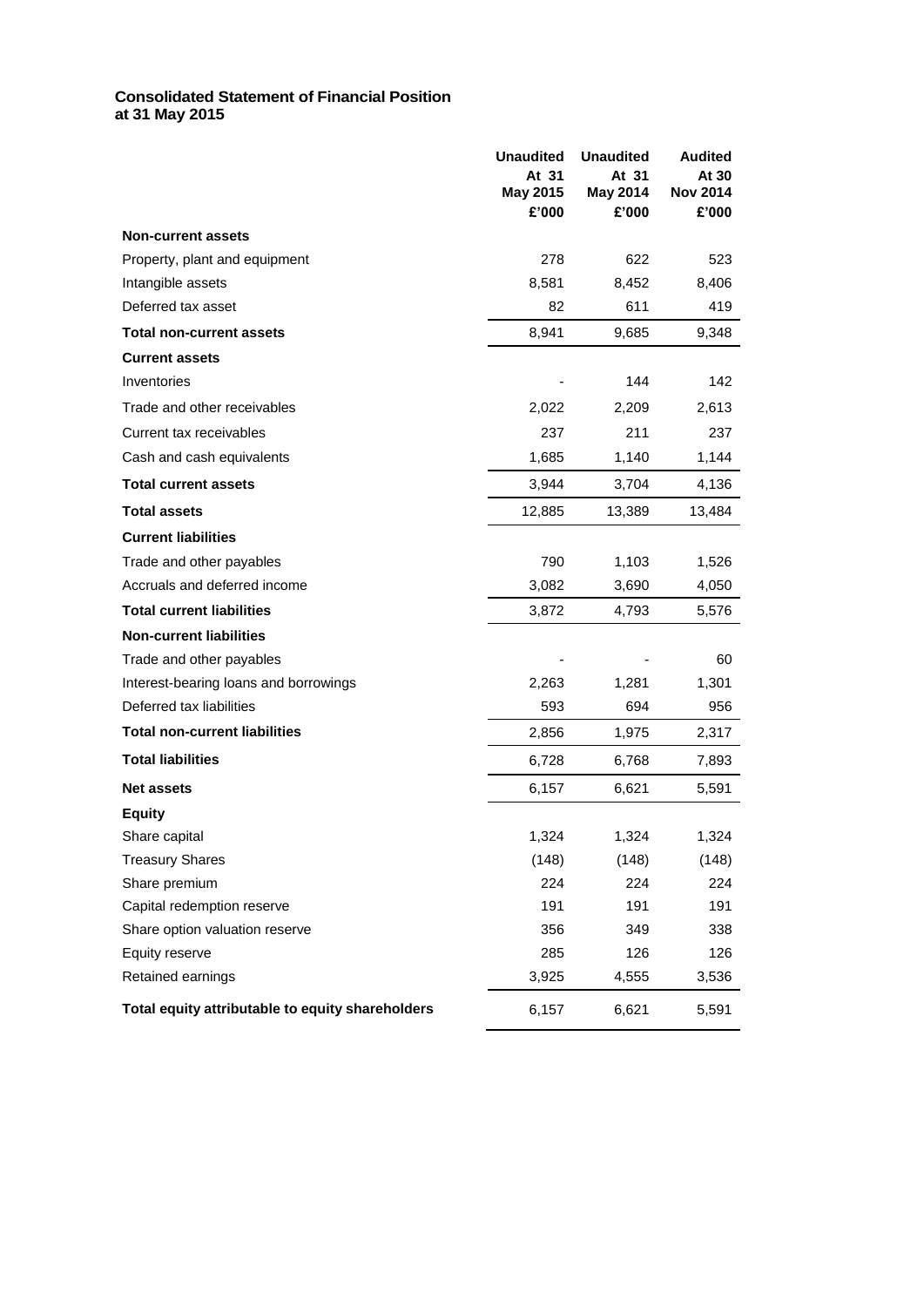**Consolidated Statement of Financial Position**
**at 31 May 2015**

| | Unaudited At 31 May 2015 £'000 | Unaudited At 31 May 2014 £'000 | Audited At 30 Nov 2014 £'000 |
|---|---|---|---|
| **Non-current assets** | | | |
| Property, plant and equipment | 278 | 622 | 523 |
| Intangible assets | 8,581 | 8,452 | 8,406 |
| Deferred tax asset | 82 | 611 | 419 |
| **Total non-current assets** | 8,941 | 9,685 | 9,348 |
| **Current assets** | | | |
| Inventories | - | 144 | 142 |
| Trade and other receivables | 2,022 | 2,209 | 2,613 |
| Current tax receivables | 237 | 211 | 237 |
| Cash and cash equivalents | 1,685 | 1,140 | 1,144 |
| **Total current assets** | 3,944 | 3,704 | 4,136 |
| **Total assets** | 12,885 | 13,389 | 13,484 |
| **Current liabilities** | | | |
| Trade and other payables | 790 | 1,103 | 1,526 |
| Accruals and deferred income | 3,082 | 3,690 | 4,050 |
| **Total current liabilities** | 3,872 | 4,793 | 5,576 |
| **Non-current liabilities** | | | |
| Trade and other payables | - | - | 60 |
| Interest-bearing loans and borrowings | 2,263 | 1,281 | 1,301 |
| Deferred tax liabilities | 593 | 694 | 956 |
| **Total non-current liabilities** | 2,856 | 1,975 | 2,317 |
| **Total liabilities** | 6,728 | 6,768 | 7,893 |
| **Net assets** | 6,157 | 6,621 | 5,591 |
| **Equity** | | | |
| Share capital | 1,324 | 1,324 | 1,324 |
| Treasury Shares | (148) | (148) | (148) |
| Share premium | 224 | 224 | 224 |
| Capital redemption reserve | 191 | 191 | 191 |
| Share option valuation reserve | 356 | 349 | 338 |
| Equity reserve | 285 | 126 | 126 |
| Retained earnings | 3,925 | 4,555 | 3,536 |
| **Total equity attributable to equity shareholders** | 6,157 | 6,621 | 5,591 |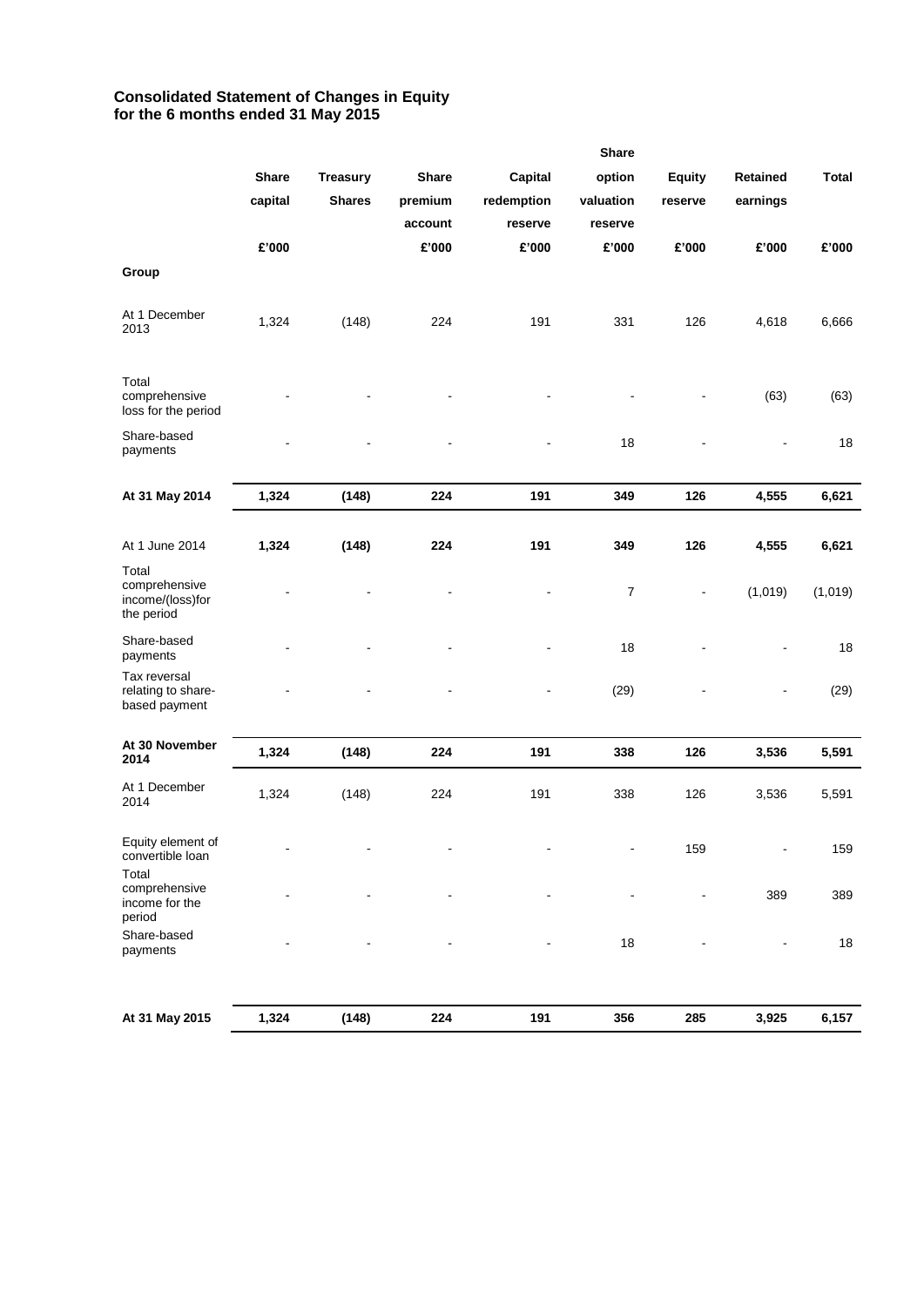**Consolidated Statement of Changes in Equity**
**for the 6 months ended 31 May 2015**

| | Share capital | Treasury Shares | Share premium account | Capital redemption reserve | Share option valuation reserve | Equity reserve | Retained earnings | Total |
|---|---|---|---|---|---|---|---|---|
| | £'000 | | £'000 | £'000 | £'000 | £'000 | £'000 | £'000 |
| **Group** | | | | | | | | |
| At 1 December 2013 | 1,324 | (148) | 224 | 191 | 331 | 126 | 4,618 | 6,666 |
| Total comprehensive loss for the period | - | - | - | - | - | - | (63) | (63) |
| Share-based payments | - | - | - | - | 18 | - | - | 18 |
| **At 31 May 2014** | **1,324** | **(148)** | **224** | **191** | **349** | **126** | **4,555** | **6,621** |
| At 1 June 2014 | **1,324** | **(148)** | **224** | **191** | **349** | **126** | **4,555** | **6,621** |
| Total comprehensive income/(loss)for the period | - | - | - | - | 7 | - | (1,019) | (1,019) |
| Share-based payments | - | - | - | - | 18 | - | - | 18 |
| Tax reversal relating to share-based payment | - | - | - | - | (29) | - | - | (29) |
| **At 30 November 2014** | **1,324** | **(148)** | **224** | **191** | **338** | **126** | **3,536** | **5,591** |
| At 1 December 2014 | 1,324 | (148) | 224 | 191 | 338 | 126 | 3,536 | 5,591 |
| Equity element of convertible loan | - | - | - | - | - | 159 | - | 159 |
| Total comprehensive income for the period | - | - | - | - | - | - | 389 | 389 |
| Share-based payments | - | - | - | - | 18 | - | - | 18 |
| **At 31 May 2015** | **1,324** | **(148)** | **224** | **191** | **356** | **285** | **3,925** | **6,157** |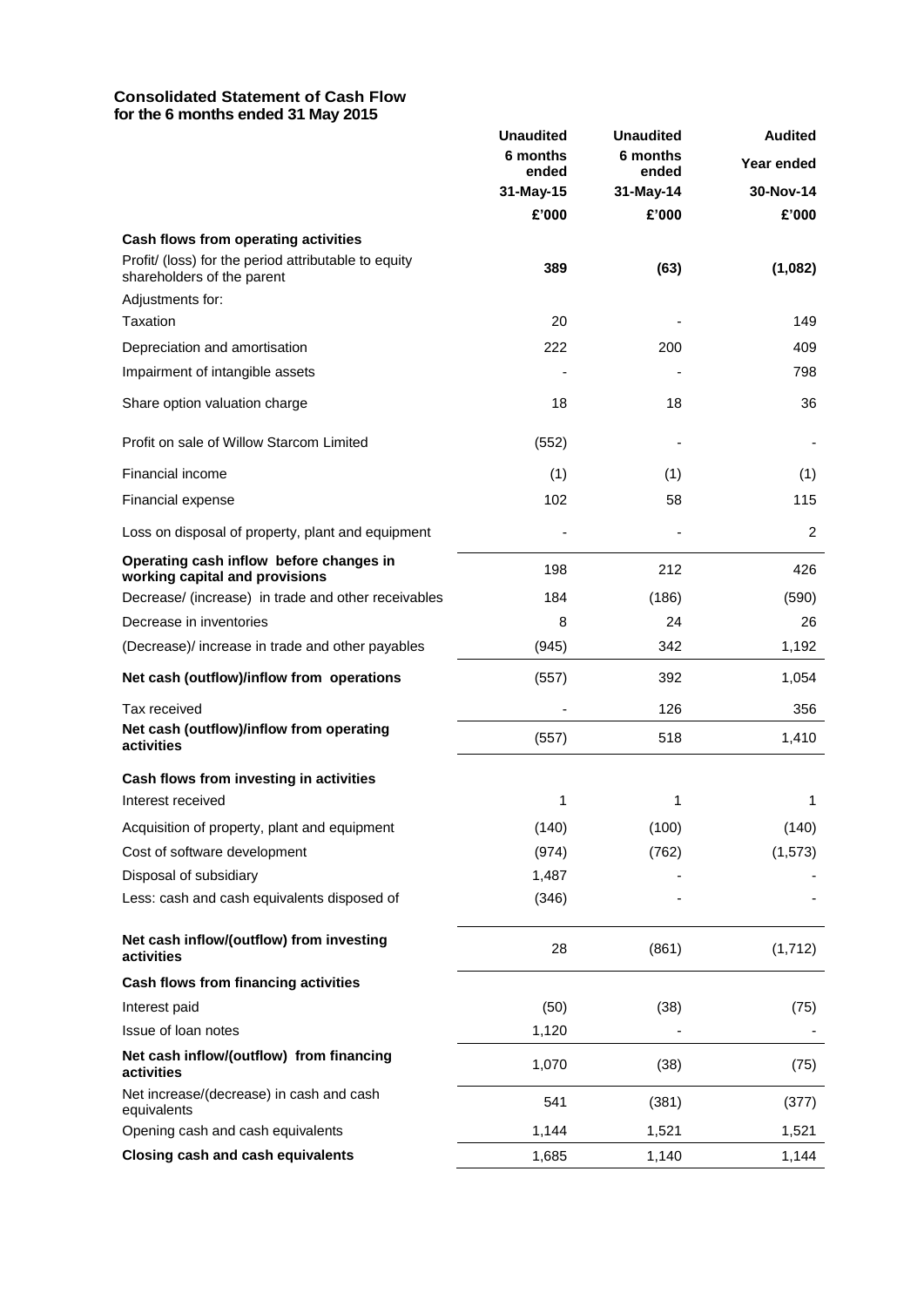## Consolidated Statement of Cash Flow
### for the 6 months ended 31 May 2015

| | Unaudited | Unaudited | Audited |
|---|---|---|---|
| | 6 months ended | 6 months ended | Year ended |
| | 31-May-15 | 31-May-14 | 30-Nov-14 |
| | £'000 | £'000 | £'000 |
| **Cash flows from operating activities** | | | |
| Profit/ (loss) for the period attributable to equity shareholders of the parent | **389** | **(63)** | **(1,082)** |
| Adjustments for: | | | |
| Taxation | 20 | - | 149 |
| Depreciation and amortisation | 222 | 200 | 409 |
| Impairment of intangible assets | - | - | 798 |
| Share option valuation charge | 18 | 18 | 36 |
| Profit on sale of Willow Starcom Limited | (552) | - | - |
| Financial income | (1) | (1) | (1) |
| Financial expense | 102 | 58 | 115 |
| Loss on disposal of property, plant and equipment | - | - | 2 |
| **Operating cash inflow before changes in working capital and provisions** | 198 | 212 | 426 |
| Decrease/ (increase) in trade and other receivables | 184 | (186) | (590) |
| Decrease in inventories | 8 | 24 | 26 |
| (Decrease)/ increase in trade and other payables | (945) | 342 | 1,192 |
| **Net cash (outflow)/inflow from operations** | (557) | 392 | 1,054 |
| Tax received | - | 126 | 356 |
| **Net cash (outflow)/inflow from operating activities** | (557) | 518 | 1,410 |
| **Cash flows from investing in activities** | | | |
| Interest received | 1 | 1 | 1 |
| Acquisition of property, plant and equipment | (140) | (100) | (140) |
| Cost of software development | (974) | (762) | (1,573) |
| Disposal of subsidiary | 1,487 | - | - |
| Less: cash and cash equivalents disposed of | (346) | - | - |
| **Net cash inflow/(outflow) from investing activities** | 28 | (861) | (1,712) |
| **Cash flows from financing activities** | | | |
| Interest paid | (50) | (38) | (75) |
| Issue of loan notes | 1,120 | - | - |
| **Net cash inflow/(outflow) from financing activities** | 1,070 | (38) | (75) |
| Net increase/(decrease) in cash and cash equivalents | 541 | (381) | (377) |
| Opening cash and cash equivalents | 1,144 | 1,521 | 1,521 |
| **Closing cash and cash equivalents** | 1,685 | 1,140 | 1,144 |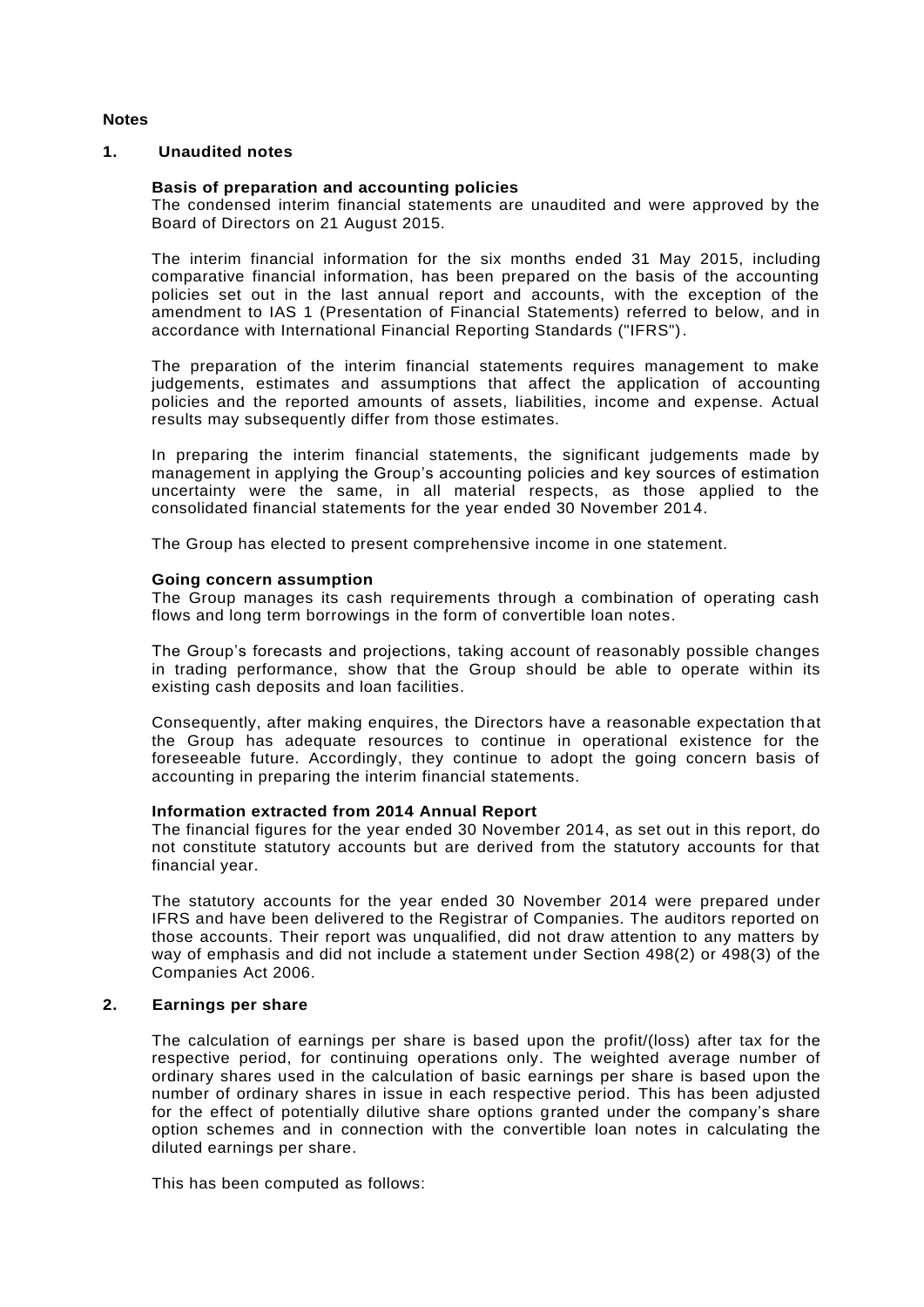## Notes

### 1. Unaudited notes

**Basis of preparation and accounting policies**

The condensed interim financial statements are unaudited and were approved by the Board of Directors on 21 August 2015.

The interim financial information for the six months ended 31 May 2015, including comparative financial information, has been prepared on the basis of the accounting policies set out in the last annual report and accounts, with the exception of the amendment to IAS 1 (Presentation of Financial Statements) referred to below, and in accordance with International Financial Reporting Standards ("IFRS").

The preparation of the interim financial statements requires management to make judgements, estimates and assumptions that affect the application of accounting policies and the reported amounts of assets, liabilities, income and expense. Actual results may subsequently differ from those estimates.

In preparing the interim financial statements, the significant judgements made by management in applying the Group's accounting policies and key sources of estimation uncertainty were the same, in all material respects, as those applied to the consolidated financial statements for the year ended 30 November 2014.

The Group has elected to present comprehensive income in one statement.

**Going concern assumption**

The Group manages its cash requirements through a combination of operating cash flows and long term borrowings in the form of convertible loan notes.

The Group's forecasts and projections, taking account of reasonably possible changes in trading performance, show that the Group should be able to operate within its existing cash deposits and loan facilities.

Consequently, after making enquires, the Directors have a reasonable expectation that the Group has adequate resources to continue in operational existence for the foreseeable future. Accordingly, they continue to adopt the going concern basis of accounting in preparing the interim financial statements.

**Information extracted from 2014 Annual Report**

The financial figures for the year ended 30 November 2014, as set out in this report, do not constitute statutory accounts but are derived from the statutory accounts for that financial year.

The statutory accounts for the year ended 30 November 2014 were prepared under IFRS and have been delivered to the Registrar of Companies. The auditors reported on those accounts. Their report was unqualified, did not draw attention to any matters by way of emphasis and did not include a statement under Section 498(2) or 498(3) of the Companies Act 2006.

### 2. Earnings per share

The calculation of earnings per share is based upon the profit/(loss) after tax for the respective period, for continuing operations only. The weighted average number of ordinary shares used in the calculation of basic earnings per share is based upon the number of ordinary shares in issue in each respective period. This has been adjusted for the effect of potentially dilutive share options granted under the company's share option schemes and in connection with the convertible loan notes in calculating the diluted earnings per share.

This has been computed as follows: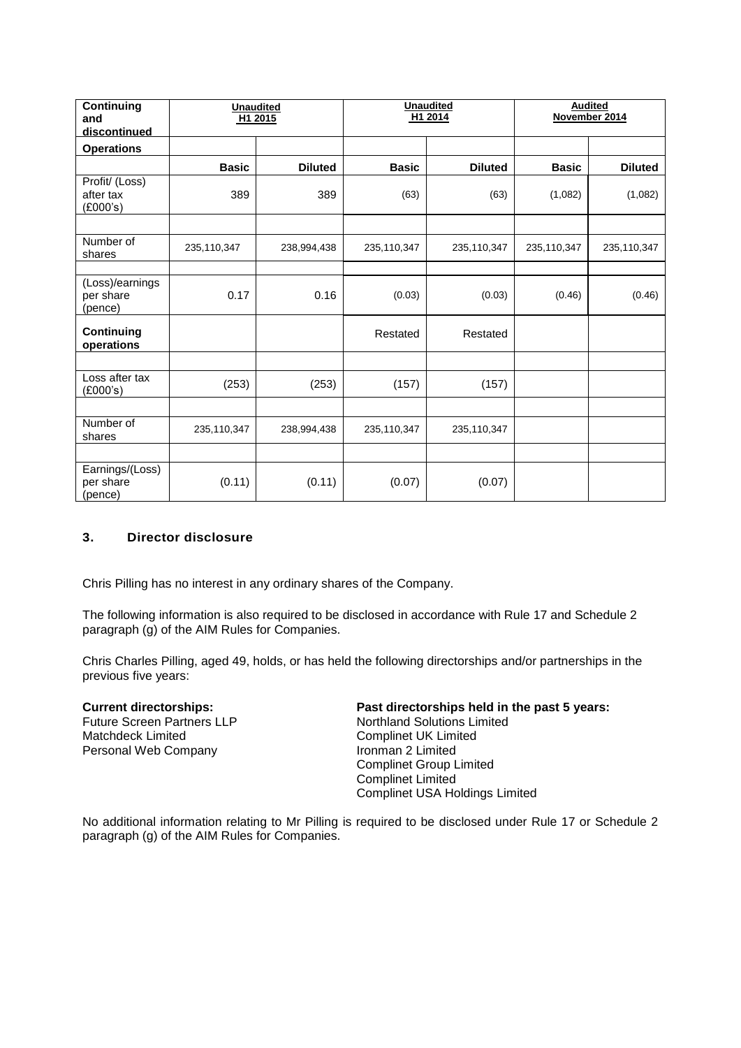| Continuing and discontinued | Unaudited H1 2015 | | Unaudited H1 2014 | | Audited November 2014 | |
|---|---|---|---|---|---|---|
| **Operations** | | | | | | |
| | **Basic** | **Diluted** | **Basic** | **Diluted** | **Basic** | **Diluted** |
| Profit/ (Loss) after tax (£000's) | 389 | 389 | (63) | (63) | (1,082) | (1,082) |
| | | | | | | |
| Number of shares | 235,110,347 | 238,994,438 | 235,110,347 | 235,110,347 | 235,110,347 | 235,110,347 |
| | | | | | | |
| (Loss)/earnings per share (pence) | 0.17 | 0.16 | (0.03) | (0.03) | (0.46) | (0.46) |
| **Continuing operations** | | | Restated | Restated | | |
| | | | | | | |
| Loss after tax (£000's) | (253) | (253) | (157) | (157) | | |
| | | | | | | |
| Number of shares | 235,110,347 | 238,994,438 | 235,110,347 | 235,110,347 | | |
| | | | | | | |
| Earnings/(Loss) per share (pence) | (0.11) | (0.11) | (0.07) | (0.07) | | |

## 3. Director disclosure

Chris Pilling has no interest in any ordinary shares of the Company.

The following information is also required to be disclosed in accordance with Rule 17 and Schedule 2 paragraph (g) of the AIM Rules for Companies.

Chris Charles Pilling, aged 49, holds, or has held the following directorships and/or partnerships in the previous five years:

**Current directorships:**
Future Screen Partners LLP
Matchdeck Limited
Personal Web Company

**Past directorships held in the past 5 years:**
Northland Solutions Limited
Complinet UK Limited
Ironman 2 Limited
Complinet Group Limited
Complinet Limited
Complinet USA Holdings Limited

No additional information relating to Mr Pilling is required to be disclosed under Rule 17 or Schedule 2 paragraph (g) of the AIM Rules for Companies.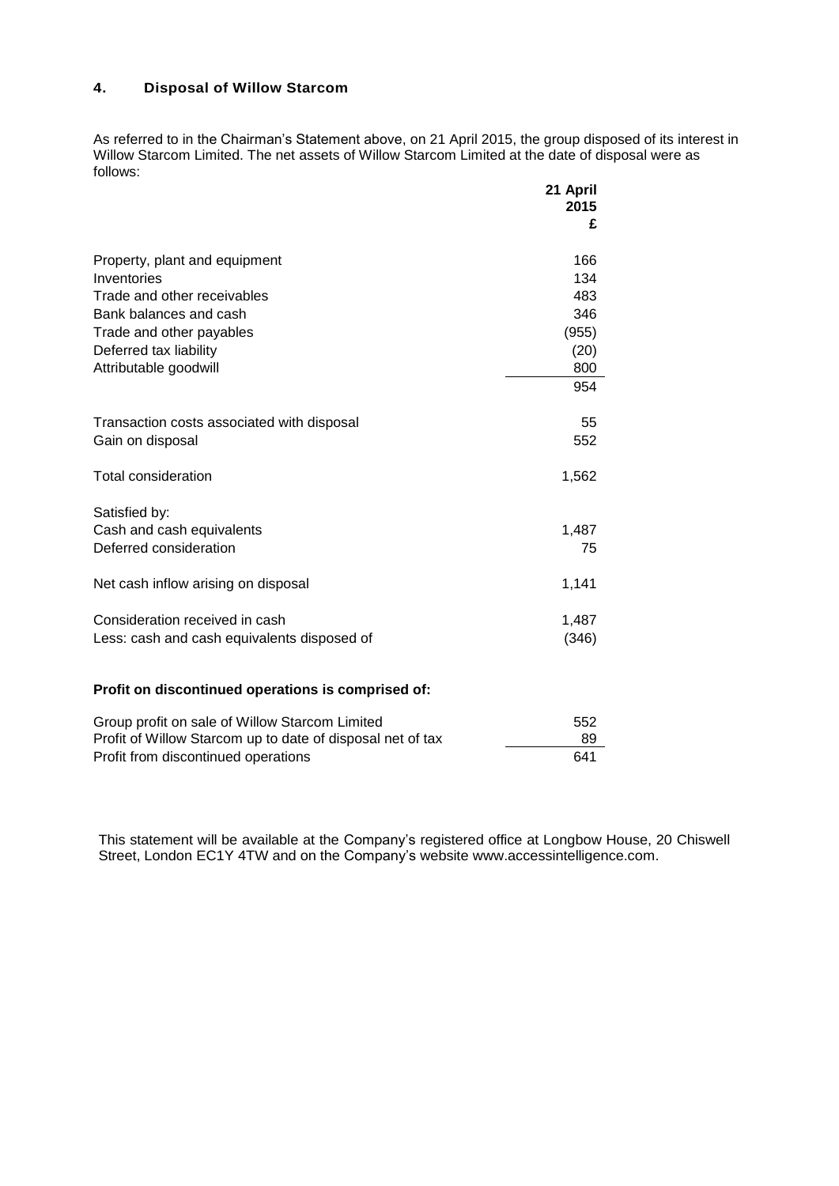### 4. Disposal of Willow Starcom

As referred to in the Chairman's Statement above, on 21 April 2015, the group disposed of its interest in Willow Starcom Limited. The net assets of Willow Starcom Limited at the date of disposal were as follows:

| | 21 April 2015 £ |
|---|---|
| Property, plant and equipment | 166 |
| Inventories | 134 |
| Trade and other receivables | 483 |
| Bank balances and cash | 346 |
| Trade and other payables | (955) |
| Deferred tax liability | (20) |
| Attributable goodwill | 800 |
| | 954 |
| Transaction costs associated with disposal | 55 |
| Gain on disposal | 552 |
| Total consideration | 1,562 |
| Satisfied by: | |
| Cash and cash equivalents | 1,487 |
| Deferred consideration | 75 |
| Net cash inflow arising on disposal | 1,141 |
| Consideration received in cash | 1,487 |
| Less: cash and cash equivalents disposed of | (346) |

**Profit on discontinued operations is comprised of:**

| | |
|---|---|
| Group profit on sale of Willow Starcom Limited | 552 |
| Profit of Willow Starcom up to date of disposal net of tax | 89 |
| Profit from discontinued operations | 641 |

This statement will be available at the Company's registered office at Longbow House, 20 Chiswell Street, London EC1Y 4TW and on the Company's website www.accessintelligence.com.